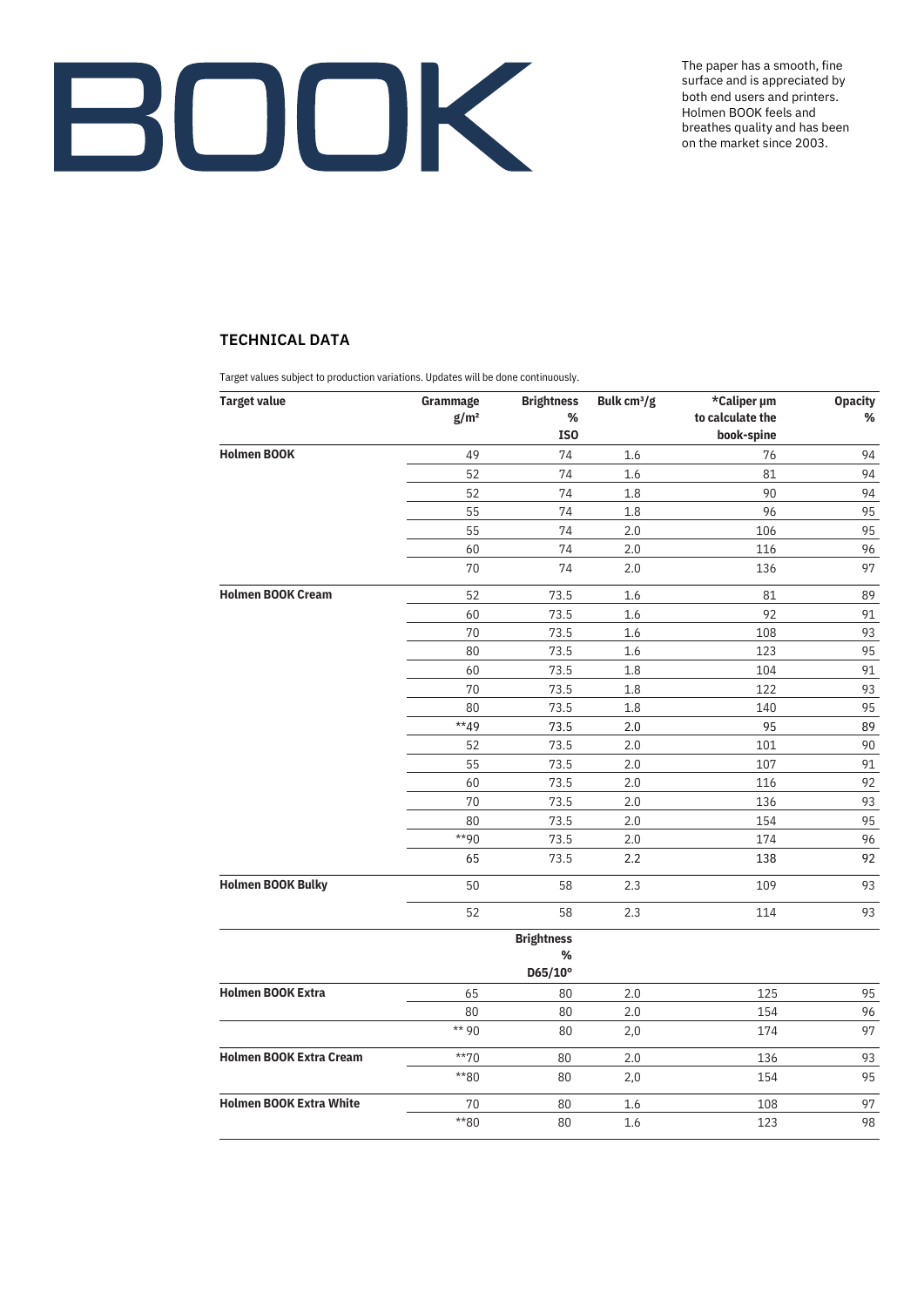# BOOK

The paper has a smooth, fine surface and is appreciated by both end users and printers. Holmen BOOK feels and breathes quality and has been on the market since 2003.

## TECHNICAL DATA

Target values subject to production variations. Updates will be done continuously.

| Target value | Grammage g/m² | Brightness % ISO | Bulk cm³/g | *Caliper µm to calculate the book-spine | Opacity % |
|---|---|---|---|---|---|
| **Holmen BOOK** | 49 | 74 | 1.6 | 76 | 94 |
| | 52 | 74 | 1.6 | 81 | 94 |
| | 52 | 74 | 1.8 | 90 | 94 |
| | 55 | 74 | 1.8 | 96 | 95 |
| | 55 | 74 | 2.0 | 106 | 95 |
| | 60 | 74 | 2.0 | 116 | 96 |
| | 70 | 74 | 2.0 | 136 | 97 |
| **Holmen BOOK Cream** | 52 | 73.5 | 1.6 | 81 | 89 |
| | 60 | 73.5 | 1.6 | 92 | 91 |
| | 70 | 73.5 | 1.6 | 108 | 93 |
| | 80 | 73.5 | 1.6 | 123 | 95 |
| | 60 | 73.5 | 1.8 | 104 | 91 |
| | 70 | 73.5 | 1.8 | 122 | 93 |
| | 80 | 73.5 | 1.8 | 140 | 95 |
| | **49 | 73.5 | 2.0 | 95 | 89 |
| | 52 | 73.5 | 2.0 | 101 | 90 |
| | 55 | 73.5 | 2.0 | 107 | 91 |
| | 60 | 73.5 | 2.0 | 116 | 92 |
| | 70 | 73.5 | 2.0 | 136 | 93 |
| | 80 | 73.5 | 2.0 | 154 | 95 |
| | **90 | 73.5 | 2.0 | 174 | 96 |
| | 65 | 73.5 | 2.2 | 138 | 92 |
| **Holmen BOOK Bulky** | 50 | 58 | 2.3 | 109 | 93 |
| | 52 | 58 | 2.3 | 114 | 93 |
| | | **Brightness % D65/10°** | | | |
| **Holmen BOOK Extra** | 65 | 80 | 2.0 | 125 | 95 |
| | 80 | 80 | 2.0 | 154 | 96 |
| | ** 90 | 80 | 2,0 | 174 | 97 |
| **Holmen BOOK Extra Cream** | **70 | 80 | 2.0 | 136 | 93 |
| | **80 | 80 | 2,0 | 154 | 95 |
| **Holmen BOOK Extra White** | 70 | 80 | 1.6 | 108 | 97 |
| | **80 | 80 | 1.6 | 123 | 98 |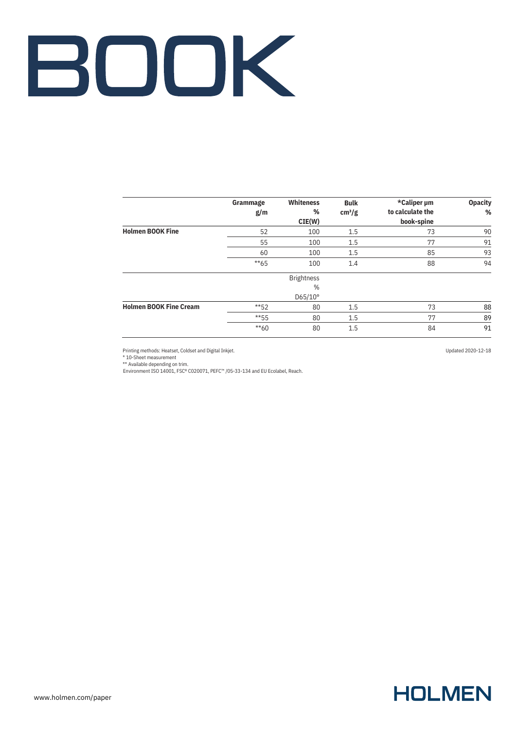# BOOK

| | Grammage g/m | Whiteness % CIE(W) | Bulk $cm^3/g$ | *Caliper µm to calculate the book-spine | Opacity % |
|---|---|---|---|---|---|
| **Holmen BOOK Fine** | 52 | 100 | 1.5 | 73 | 90 |
| | 55 | 100 | 1.5 | 77 | 91 |
| | 60 | 100 | 1.5 | 85 | 93 |
| | **65 | 100 | 1.4 | 88 | 94 |
| | | Brightness % D65/10° | | | |
| **Holmen BOOK Fine Cream** | **52 | 80 | 1.5 | 73 | 88 |
| | **55 | 80 | 1.5 | 77 | 89 |
| | **60 | 80 | 1.5 | 84 | 91 |

Printing methods: Heatset, Coldset and Digital Inkjet.
* 10-Sheet measurement
** Available depending on trim.
Environment ISO 14001, FSC® C020071, PEFC™ /05-33-134 and EU Ecolabel, Reach.

Updated 2020-12-18

www.holmen.com/paper

HOLMEN